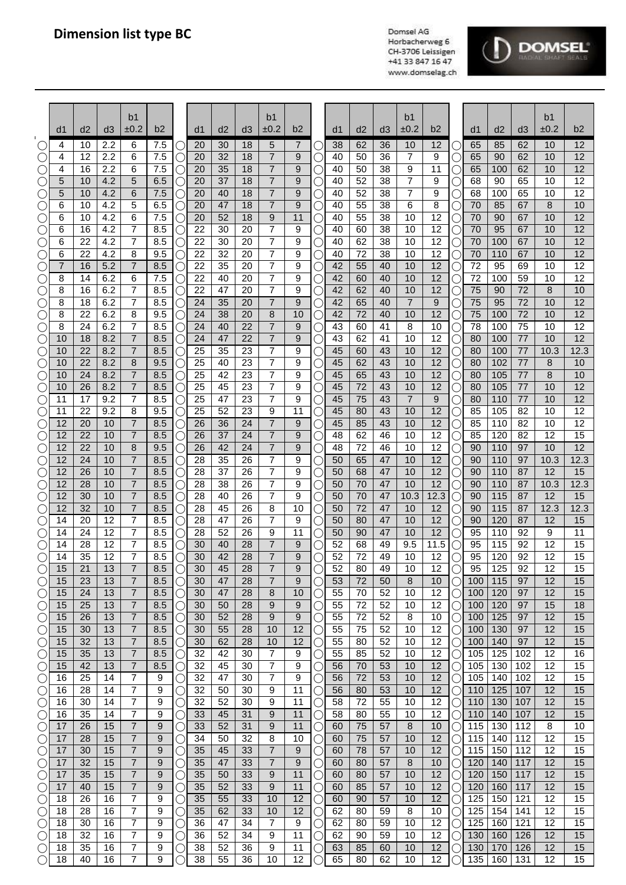# Dimension list type BC

Domsel AG
Horbacherweg 6
CH-3706 Leissigen
+41 33 847 16 47
www.domselag.ch

| d1 | d2 | d3 | b1 ±0.2 | b2 |
|---|---|---|---|---|
| 4 | 10 | 2.2 | 6 | 7.5 |
| 4 | 12 | 2.2 | 6 | 7.5 |
| 4 | 16 | 2.2 | 6 | 7.5 |
| 5 | 10 | 4.2 | 5 | 6.5 |
| 5 | 10 | 4.2 | 6 | 7.5 |
| 6 | 10 | 4.2 | 5 | 6.5 |
| 6 | 10 | 4.2 | 6 | 7.5 |
| 6 | 16 | 4.2 | 7 | 8.5 |
| 6 | 22 | 4.2 | 7 | 8.5 |
| 6 | 22 | 4.2 | 8 | 9.5 |
| 7 | 16 | 5.2 | 7 | 8.5 |
| 8 | 14 | 6.2 | 6 | 7.5 |
| 8 | 16 | 6.2 | 7 | 8.5 |
| 8 | 18 | 6.2 | 7 | 8.5 |
| 8 | 22 | 6.2 | 8 | 9.5 |
| 8 | 24 | 6.2 | 7 | 8.5 |
| 10 | 18 | 8.2 | 7 | 8.5 |
| 10 | 22 | 8.2 | 7 | 8.5 |
| 10 | 22 | 8.2 | 8 | 9.5 |
| 10 | 24 | 8.2 | 7 | 8.5 |
| 10 | 26 | 8.2 | 7 | 8.5 |
| 11 | 17 | 9.2 | 7 | 8.5 |
| 11 | 22 | 9.2 | 8 | 9.5 |
| 12 | 20 | 10 | 7 | 8.5 |
| 12 | 22 | 10 | 7 | 8.5 |
| 12 | 22 | 10 | 8 | 9.5 |
| 12 | 24 | 10 | 7 | 8.5 |
| 12 | 26 | 10 | 7 | 8.5 |
| 12 | 28 | 10 | 7 | 8.5 |
| 12 | 30 | 10 | 7 | 8.5 |
| 12 | 32 | 10 | 7 | 8.5 |
| 14 | 20 | 12 | 7 | 8.5 |
| 14 | 24 | 12 | 7 | 8.5 |
| 14 | 28 | 12 | 7 | 8.5 |
| 14 | 35 | 12 | 7 | 8.5 |
| 15 | 21 | 13 | 7 | 8.5 |
| 15 | 23 | 13 | 7 | 8.5 |
| 15 | 24 | 13 | 7 | 8.5 |
| 15 | 25 | 13 | 7 | 8.5 |
| 15 | 26 | 13 | 7 | 8.5 |
| 15 | 30 | 13 | 7 | 8.5 |
| 15 | 32 | 13 | 7 | 8.5 |
| 15 | 35 | 13 | 7 | 8.5 |
| 15 | 42 | 13 | 7 | 8.5 |
| 16 | 25 | 14 | 7 | 9 |
| 16 | 28 | 14 | 7 | 9 |
| 16 | 30 | 14 | 7 | 9 |
| 16 | 35 | 14 | 7 | 9 |
| 17 | 26 | 15 | 7 | 9 |
| 17 | 28 | 15 | 7 | 9 |
| 17 | 30 | 15 | 7 | 9 |
| 17 | 32 | 15 | 7 | 9 |
| 17 | 35 | 15 | 7 | 9 |
| 17 | 40 | 15 | 7 | 9 |
| 18 | 26 | 16 | 7 | 9 |
| 18 | 28 | 16 | 7 | 9 |
| 18 | 30 | 16 | 7 | 9 |
| 18 | 32 | 16 | 7 | 9 |
| 18 | 35 | 16 | 7 | 9 |
| 18 | 40 | 16 | 7 | 9 |
| 20 | 30 | 18 | 5 | 7 |
| 20 | 32 | 18 | 7 | 9 |
| 20 | 35 | 18 | 7 | 9 |
| 20 | 37 | 18 | 7 | 9 |
| 20 | 40 | 18 | 7 | 9 |
| 20 | 47 | 18 | 7 | 9 |
| 20 | 52 | 18 | 9 | 11 |
| 22 | 30 | 20 | 7 | 9 |
| 22 | 30 | 20 | 7 | 9 |
| 22 | 32 | 20 | 7 | 9 |
| 22 | 35 | 20 | 7 | 9 |
| 22 | 40 | 20 | 7 | 9 |
| 22 | 47 | 20 | 7 | 9 |
| 24 | 35 | 20 | 7 | 9 |
| 24 | 38 | 20 | 8 | 10 |
| 24 | 40 | 22 | 7 | 9 |
| 24 | 47 | 22 | 7 | 9 |
| 25 | 35 | 23 | 7 | 9 |
| 25 | 40 | 23 | 7 | 9 |
| 25 | 42 | 23 | 7 | 9 |
| 25 | 45 | 23 | 7 | 9 |
| 25 | 47 | 23 | 7 | 9 |
| 25 | 52 | 23 | 9 | 11 |
| 26 | 36 | 24 | 7 | 9 |
| 26 | 37 | 24 | 7 | 9 |
| 26 | 42 | 24 | 7 | 9 |
| 28 | 35 | 26 | 7 | 9 |
| 28 | 37 | 26 | 7 | 9 |
| 28 | 38 | 26 | 7 | 9 |
| 28 | 40 | 26 | 7 | 9 |
| 28 | 45 | 26 | 8 | 10 |
| 28 | 47 | 26 | 7 | 9 |
| 28 | 52 | 26 | 9 | 11 |
| 30 | 40 | 28 | 7 | 9 |
| 30 | 42 | 28 | 7 | 9 |
| 30 | 45 | 28 | 7 | 9 |
| 30 | 47 | 28 | 7 | 9 |
| 30 | 47 | 28 | 8 | 10 |
| 30 | 50 | 28 | 9 | 9 |
| 30 | 52 | 28 | 9 | 9 |
| 30 | 55 | 28 | 10 | 12 |
| 30 | 62 | 28 | 10 | 12 |
| 32 | 42 | 30 | 7 | 9 |
| 32 | 45 | 30 | 7 | 9 |
| 32 | 47 | 30 | 7 | 9 |
| 32 | 50 | 30 | 9 | 11 |
| 32 | 52 | 30 | 9 | 11 |
| 33 | 45 | 31 | 9 | 11 |
| 33 | 52 | 31 | 9 | 11 |
| 34 | 50 | 32 | 8 | 10 |
| 35 | 45 | 33 | 7 | 9 |
| 35 | 47 | 33 | 7 | 9 |
| 35 | 50 | 33 | 9 | 11 |
| 35 | 52 | 33 | 9 | 11 |
| 35 | 55 | 33 | 10 | 12 |
| 35 | 62 | 33 | 10 | 12 |
| 36 | 47 | 34 | 7 | 9 |
| 36 | 52 | 34 | 9 | 11 |
| 38 | 52 | 36 | 9 | 11 |
| 38 | 55 | 36 | 10 | 12 |
| 38 | 62 | 36 | 10 | 12 |
| 40 | 50 | 36 | 7 | 9 |
| 40 | 50 | 38 | 9 | 11 |
| 40 | 52 | 38 | 7 | 9 |
| 40 | 52 | 38 | 7 | 9 |
| 40 | 55 | 38 | 6 | 8 |
| 40 | 55 | 38 | 10 | 12 |
| 40 | 60 | 38 | 10 | 12 |
| 40 | 62 | 38 | 10 | 12 |
| 40 | 72 | 38 | 10 | 12 |
| 42 | 55 | 40 | 10 | 12 |
| 42 | 60 | 40 | 10 | 12 |
| 42 | 62 | 40 | 10 | 12 |
| 42 | 65 | 40 | 7 | 9 |
| 42 | 72 | 40 | 10 | 12 |
| 43 | 60 | 41 | 8 | 10 |
| 43 | 62 | 41 | 10 | 12 |
| 45 | 60 | 43 | 10 | 12 |
| 45 | 62 | 43 | 10 | 12 |
| 45 | 65 | 43 | 10 | 12 |
| 45 | 72 | 43 | 10 | 12 |
| 45 | 75 | 43 | 7 | 9 |
| 45 | 80 | 43 | 10 | 12 |
| 45 | 85 | 43 | 10 | 12 |
| 48 | 62 | 46 | 10 | 12 |
| 48 | 72 | 46 | 10 | 12 |
| 50 | 65 | 47 | 10 | 12 |
| 50 | 68 | 47 | 10 | 12 |
| 50 | 70 | 47 | 10 | 12 |
| 50 | 70 | 47 | 10.3 | 12.3 |
| 50 | 72 | 47 | 10 | 12 |
| 50 | 80 | 47 | 10 | 12 |
| 50 | 90 | 47 | 10 | 12 |
| 52 | 68 | 49 | 9.5 | 11.5 |
| 52 | 72 | 49 | 10 | 12 |
| 52 | 80 | 49 | 10 | 12 |
| 53 | 72 | 50 | 8 | 10 |
| 55 | 70 | 52 | 10 | 12 |
| 55 | 72 | 52 | 10 | 12 |
| 55 | 72 | 52 | 8 | 10 |
| 55 | 75 | 52 | 10 | 12 |
| 55 | 80 | 52 | 10 | 12 |
| 55 | 85 | 52 | 10 | 12 |
| 56 | 70 | 53 | 10 | 12 |
| 56 | 72 | 53 | 10 | 12 |
| 56 | 80 | 53 | 10 | 12 |
| 58 | 72 | 55 | 10 | 12 |
| 58 | 80 | 55 | 10 | 12 |
| 60 | 75 | 57 | 8 | 10 |
| 60 | 75 | 57 | 10 | 12 |
| 60 | 78 | 57 | 10 | 12 |
| 60 | 80 | 57 | 8 | 10 |
| 60 | 80 | 57 | 10 | 12 |
| 60 | 85 | 57 | 10 | 12 |
| 60 | 90 | 57 | 10 | 12 |
| 62 | 80 | 59 | 8 | 10 |
| 62 | 80 | 59 | 10 | 12 |
| 62 | 90 | 59 | 10 | 12 |
| 63 | 85 | 60 | 10 | 12 |
| 65 | 80 | 62 | 10 | 12 |
| 65 | 85 | 62 | 10 | 12 |
| 65 | 90 | 62 | 10 | 12 |
| 65 | 100 | 62 | 10 | 12 |
| 68 | 90 | 65 | 10 | 12 |
| 68 | 100 | 65 | 10 | 12 |
| 70 | 85 | 67 | 8 | 10 |
| 70 | 90 | 67 | 10 | 12 |
| 70 | 95 | 67 | 10 | 12 |
| 70 | 100 | 67 | 10 | 12 |
| 70 | 110 | 67 | 10 | 12 |
| 72 | 95 | 69 | 10 | 12 |
| 72 | 100 | 59 | 10 | 12 |
| 75 | 90 | 72 | 8 | 10 |
| 75 | 95 | 72 | 10 | 12 |
| 75 | 100 | 72 | 10 | 12 |
| 78 | 100 | 75 | 10 | 12 |
| 80 | 100 | 77 | 10 | 12 |
| 80 | 100 | 77 | 10.3 | 12.3 |
| 80 | 102 | 77 | 8 | 10 |
| 80 | 105 | 77 | 8 | 10 |
| 80 | 105 | 77 | 10 | 12 |
| 80 | 110 | 77 | 10 | 12 |
| 85 | 105 | 82 | 10 | 12 |
| 85 | 110 | 82 | 10 | 12 |
| 85 | 120 | 82 | 12 | 15 |
| 90 | 110 | 97 | 10 | 12 |
| 90 | 110 | 97 | 10.3 | 12.3 |
| 90 | 110 | 87 | 12 | 15 |
| 90 | 110 | 87 | 10.3 | 12.3 |
| 90 | 115 | 87 | 12 | 15 |
| 90 | 115 | 87 | 12.3 | 12.3 |
| 90 | 120 | 87 | 12 | 15 |
| 95 | 110 | 92 | 9 | 11 |
| 95 | 115 | 92 | 12 | 15 |
| 95 | 120 | 92 | 12 | 15 |
| 95 | 125 | 92 | 12 | 15 |
| 100 | 115 | 97 | 12 | 15 |
| 100 | 120 | 97 | 12 | 15 |
| 100 | 120 | 97 | 15 | 18 |
| 100 | 125 | 97 | 12 | 15 |
| 100 | 130 | 97 | 12 | 15 |
| 100 | 140 | 97 | 12 | 15 |
| 105 | 125 | 102 | 12 | 16 |
| 105 | 130 | 102 | 12 | 15 |
| 105 | 140 | 102 | 12 | 15 |
| 110 | 125 | 107 | 12 | 15 |
| 110 | 130 | 107 | 12 | 15 |
| 110 | 140 | 107 | 12 | 15 |
| 115 | 130 | 112 | 8 | 10 |
| 115 | 140 | 112 | 12 | 15 |
| 115 | 150 | 112 | 12 | 15 |
| 120 | 140 | 117 | 12 | 15 |
| 120 | 150 | 117 | 12 | 15 |
| 120 | 160 | 117 | 12 | 15 |
| 125 | 150 | 121 | 12 | 15 |
| 125 | 154 | 141 | 12 | 15 |
| 125 | 160 | 121 | 12 | 15 |
| 130 | 160 | 126 | 12 | 15 |
| 130 | 170 | 126 | 12 | 15 |
| 135 | 160 | 131 | 12 | 15 |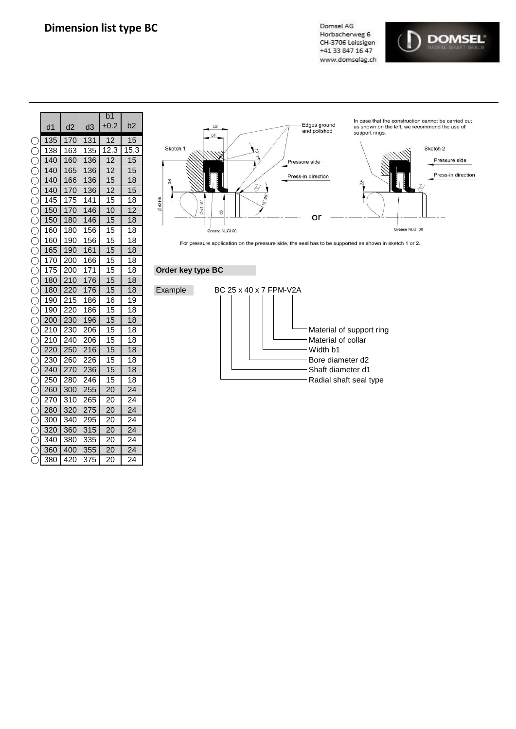# Dimension list type BC

Domsel AG
Horbacherweg 6
CH-3706 Leissigen
+41 33 847 16 47
www.domselag.ch

| d1 | d2 | d3 | b1 ±0.2 | b2 |
|---|---|---|---|---|
| 135 | 170 | 131 | 12 | 15 |
| 138 | 163 | 135 | 12.3 | 15.3 |
| 140 | 160 | 136 | 12 | 15 |
| 140 | 165 | 136 | 12 | 15 |
| 140 | 166 | 136 | 15 | 18 |
| 140 | 170 | 136 | 12 | 15 |
| 145 | 175 | 141 | 15 | 18 |
| 150 | 170 | 146 | 10 | 12 |
| 150 | 180 | 146 | 15 | 18 |
| 160 | 180 | 156 | 15 | 18 |
| 160 | 190 | 156 | 15 | 18 |
| 165 | 190 | 161 | 15 | 18 |
| 170 | 200 | 166 | 15 | 18 |
| 175 | 200 | 171 | 15 | 18 |
| 180 | 210 | 176 | 15 | 18 |
| 180 | 220 | 176 | 15 | 18 |
| 190 | 215 | 186 | 16 | 19 |
| 190 | 220 | 186 | 15 | 18 |
| 200 | 230 | 196 | 15 | 18 |
| 210 | 230 | 206 | 15 | 18 |
| 210 | 240 | 206 | 15 | 18 |
| 220 | 250 | 216 | 15 | 18 |
| 230 | 260 | 226 | 15 | 18 |
| 240 | 270 | 236 | 15 | 18 |
| 250 | 280 | 246 | 15 | 18 |
| 260 | 300 | 255 | 20 | 24 |
| 270 | 310 | 265 | 20 | 24 |
| 280 | 320 | 275 | 20 | 24 |
| 300 | 340 | 295 | 20 | 24 |
| 320 | 360 | 315 | 20 | 24 |
| 340 | 380 | 335 | 20 | 24 |
| 360 | 400 | 355 | 20 | 24 |
| 380 | 420 | 375 | 20 | 24 |

Sketch 1

b2

b1

Edges ground and polished

Pressure side

Press-in direction

0.4

Ø d2 H8

Ø d1 h11

d3

15°-25°

Grease NLGI 00

or

In case that the construction cannot be carried out as shown on the left, we recommend the use of support rings.

Sketch 2

Pressure side

Press-in direction

0.4

Grease NLGI 00

For pressure application on the pressure side, the seal has to be supported as shown in sketch 1 or 2.

## Order key type BC

Example BC 25 x 40 x 7 FPM-V2A

- Material of support ring
- Material of collar
- Width b1
- Bore diameter d2
- Shaft diameter d1
- Radial shaft seal type